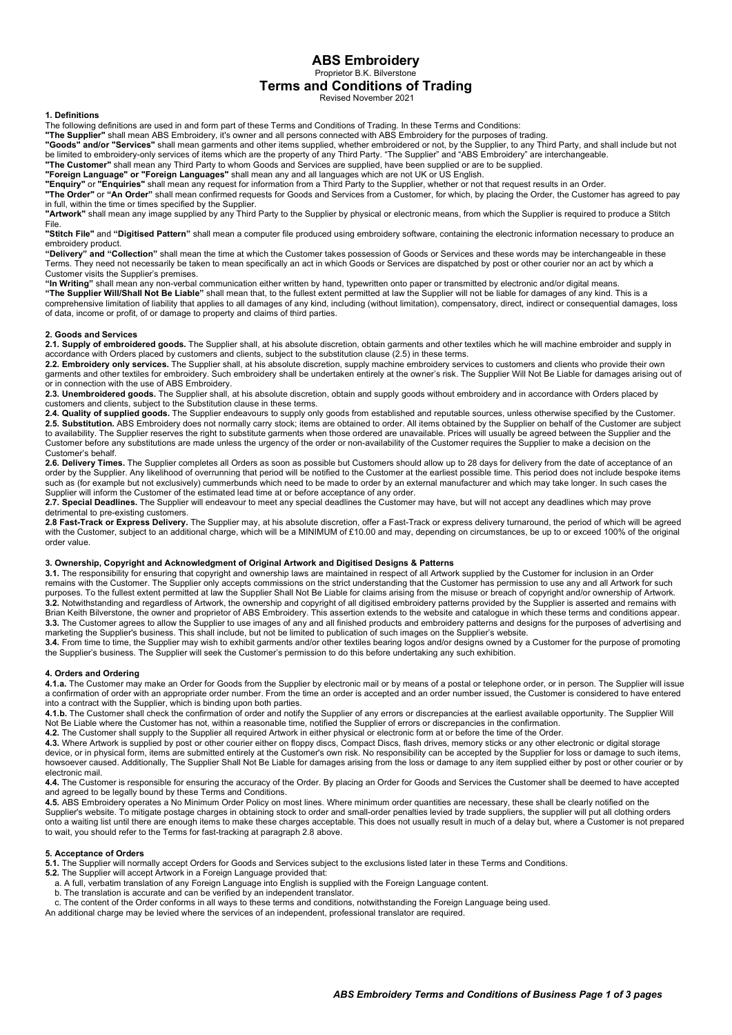# ABS Embroidery

Proprietor B.K. Bilverstone

## Terms and Conditions of Trading

Revised November 2021

### 1. Definitions

The following definitions are used in and form part of these Terms and Conditions of Trading. In these Terms and Conditions:

**"The Supplier"** shall mean ABS Embroidery, it's owner and all persons connected with ABS Embroidery for the purposes of trading.

**"Goods" and/or "Services"** shall mean garments and other items supplied, whether embroidered or not, by the Supplier, to any Third Party, and shall include but not be limited to embroidery-only services of items which are the property of any Third Party. "The Supplier" and "ABS Embroidery" are interchangeable.

**"The Customer"** shall mean any Third Party to whom Goods and Services are supplied, have been supplied or are to be supplied.

**"Foreign Language" or "Foreign Languages"** shall mean any and all languages which are not UK or US English.

**"Enquiry"** or **"Enquiries"** shall mean any request for information from a Third Party to the Supplier, whether or not that request results in an Order.

**"The Order"** or **"An Order"** shall mean confirmed requests for Goods and Services from a Customer, for which, by placing the Order, the Customer has agreed to pay in full, within the time or times specified by the Supplier.

**"Artwork"** shall mean any image supplied by any Third Party to the Supplier by physical or electronic means, from which the Supplier is required to produce a Stitch File.

**"Stitch File"** and **"Digitised Pattern"** shall mean a computer file produced using embroidery software, containing the electronic information necessary to produce an embroidery product.

**"Delivery" and "Collection"** shall mean the time at which the Customer takes possession of Goods or Services and these words may be interchangeable in these Terms. They need not necessarily be taken to mean specifically an act in which Goods or Services are dispatched by post or other courier nor an act by which a Customer visits the Supplier's premises.

**"In Writing"** shall mean any non-verbal communication either written by hand, typewritten onto paper or transmitted by electronic and/or digital means.

**"The Supplier Will/Shall Not Be Liable"** shall mean that, to the fullest extent permitted at law the Supplier will not be liable for damages of any kind. This is a comprehensive limitation of liability that applies to all damages of any kind, including (without limitation), compensatory, direct, indirect or consequential damages, loss of data, income or profit, of or damage to property and claims of third parties.

### 2. Goods and Services

**2.1. Supply of embroidered goods.** The Supplier shall, at his absolute discretion, obtain garments and other textiles which he will machine embroider and supply in accordance with Orders placed by customers and clients, subject to the substitution clause (2.5) in these terms.

**2.2. Embroidery only services.** The Supplier shall, at his absolute discretion, supply machine embroidery services to customers and clients who provide their own garments and other textiles for embroidery. Such embroidery shall be undertaken entirely at the owner's risk. The Supplier Will Not Be Liable for damages arising out of or in connection with the use of ABS Embroidery.

**2.3. Unembroidered goods.** The Supplier shall, at his absolute discretion, obtain and supply goods without embroidery and in accordance with Orders placed by customers and clients, subject to the Substitution clause in these terms.

**2.4. Quality of supplied goods.** The Supplier endeavours to supply only goods from established and reputable sources, unless otherwise specified by the Customer.

**2.5. Substitution.** ABS Embroidery does not normally carry stock; items are obtained to order. All items obtained by the Supplier on behalf of the Customer are subject to availability. The Supplier reserves the right to substitute garments when those ordered are unavailable. Prices will usually be agreed between the Supplier and the Customer before any substitutions are made unless the urgency of the order or non-availability of the Customer requires the Supplier to make a decision on the Customer's behalf.

**2.6. Delivery Times.** The Supplier completes all Orders as soon as possible but Customers should allow up to 28 days for delivery from the date of acceptance of an order by the Supplier. Any likelihood of overrunning that period will be notified to the Customer at the earliest possible time. This period does not include bespoke items such as (for example but not exclusively) cummerbunds which need to be made to order by an external manufacturer and which may take longer. In such cases the Supplier will inform the Customer of the estimated lead time at or before acceptance of any order.

**2.7. Special Deadlines.** The Supplier will endeavour to meet any special deadlines the Customer may have, but will not accept any deadlines which may prove detrimental to pre-existing customers.

**2.8 Fast-Track or Express Delivery.** The Supplier may, at his absolute discretion, offer a Fast-Track or express delivery turnaround, the period of which will be agreed with the Customer, subject to an additional charge, which will be a MINIMUM of £10.00 and may, depending on circumstances, be up to or exceed 100% of the original order value.

### 3. Ownership, Copyright and Acknowledgment of Original Artwork and Digitised Designs & Patterns

**3.1.** The responsibility for ensuring that copyright and ownership laws are maintained in respect of all Artwork supplied by the Customer for inclusion in an Order remains with the Customer. The Supplier only accepts commissions on the strict understanding that the Customer has permission to use any and all Artwork for such purposes. To the fullest extent permitted at law the Supplier Shall Not Be Liable for claims arising from the misuse or breach of copyright and/or ownership of Artwork.

**3.2.** Notwithstanding and regardless of Artwork, the ownership and copyright of all digitised embroidery patterns provided by the Supplier is asserted and remains with Brian Keith Bilverstone, the owner and proprietor of ABS Embroidery. This assertion extends to the website and catalogue in which these terms and conditions appear.

**3.3.** The Customer agrees to allow the Supplier to use images of any and all finished products and embroidery patterns and designs for the purposes of advertising and marketing the Supplier's business. This shall include, but not be limited to publication of such images on the Supplier's website.

**3.4.** From time to time, the Supplier may wish to exhibit garments and/or other textiles bearing logos and/or designs owned by a Customer for the purpose of promoting the Supplier's business. The Supplier will seek the Customer's permission to do this before undertaking any such exhibition.

### 4. Orders and Ordering

**4.1.a.** The Customer may make an Order for Goods from the Supplier by electronic mail or by means of a postal or telephone order, or in person. The Supplier will issue a confirmation of order with an appropriate order number. From the time an order is accepted and an order number issued, the Customer is considered to have entered into a contract with the Supplier, which is binding upon both parties.

**4.1.b.** The Customer shall check the confirmation of order and notify the Supplier of any errors or discrepancies at the earliest available opportunity. The Supplier Will Not Be Liable where the Customer has not, within a reasonable time, notified the Supplier of errors or discrepancies in the confirmation.

**4.2.** The Customer shall supply to the Supplier all required Artwork in either physical or electronic form at or before the time of the Order.

**4.3.** Where Artwork is supplied by post or other courier either on floppy discs, Compact Discs, flash drives, memory sticks or any other electronic or digital storage device, or in physical form, items are submitted entirely at the Customer's own risk. No responsibility can be accepted by the Supplier for loss or damage to such items, howsoever caused. Additionally, The Supplier Shall Not Be Liable for damages arising from the loss or damage to any item supplied either by post or other courier or by electronic mail.

**4.4.** The Customer is responsible for ensuring the accuracy of the Order. By placing an Order for Goods and Services the Customer shall be deemed to have accepted and agreed to be legally bound by these Terms and Conditions.

**4.5.** ABS Embroidery operates a No Minimum Order Policy on most lines. Where minimum order quantities are necessary, these shall be clearly notified on the Supplier's website. To mitigate postage charges in obtaining stock to order and small-order penalties levied by trade suppliers, the supplier will put all clothing orders onto a waiting list until there are enough items to make these charges acceptable. This does not usually result in much of a delay but, where a Customer is not prepared to wait, you should refer to the Terms for fast-tracking at paragraph 2.8 above.

### 5. Acceptance of Orders

**5.1.** The Supplier will normally accept Orders for Goods and Services subject to the exclusions listed later in these Terms and Conditions.

**5.2.** The Supplier will accept Artwork in a Foreign Language provided that:

a. A full, verbatim translation of any Foreign Language into English is supplied with the Foreign Language content.
b. The translation is accurate and can be verified by an independent translator.
c. The content of the Order conforms in all ways to these terms and conditions, notwithstanding the Foreign Language being used.

An additional charge may be levied where the services of an independent, professional translator are required.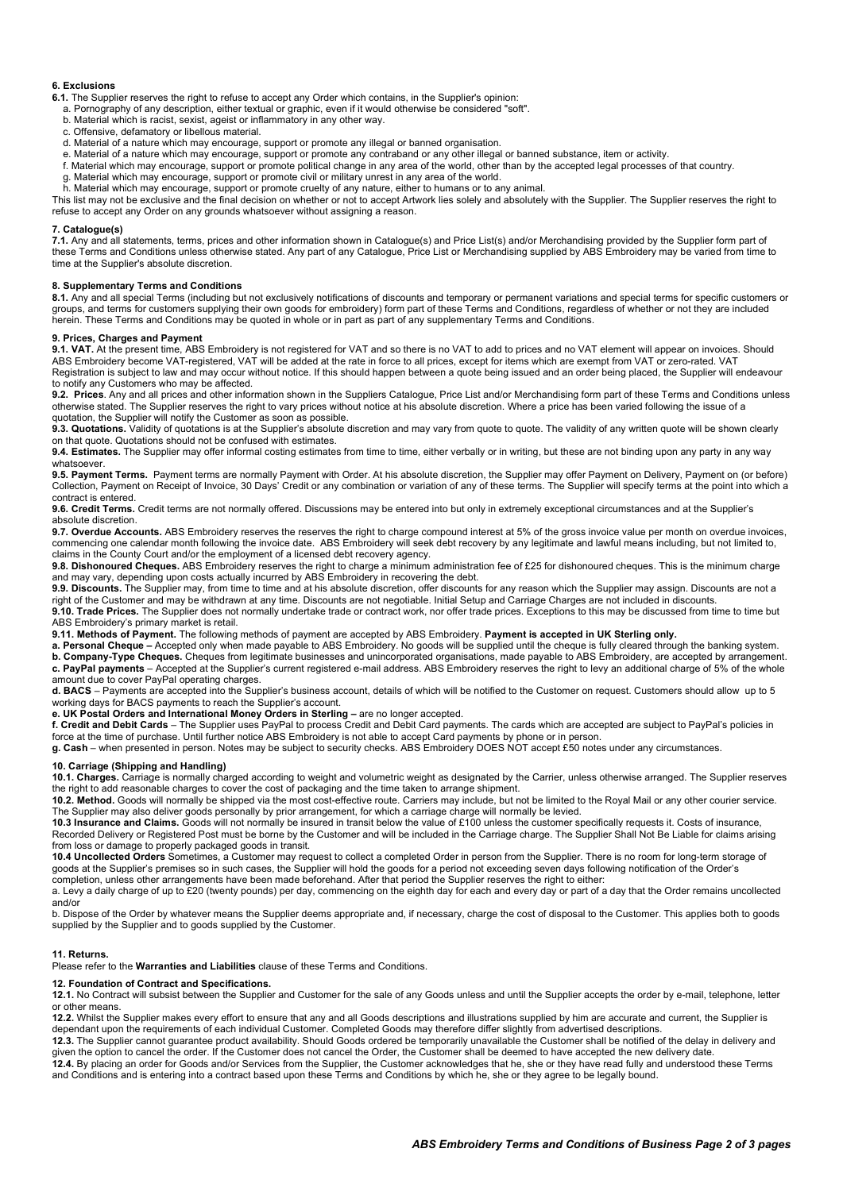### 6. Exclusions

**6.1.** The Supplier reserves the right to refuse to accept any Order which contains, in the Supplier's opinion:

a. Pornography of any description, either textual or graphic, even if it would otherwise be considered "soft".
b. Material which is racist, sexist, ageist or inflammatory in any other way.
c. Offensive, defamatory or libellous material.
d. Material of a nature which may encourage, support or promote any illegal or banned organisation.
e. Material of a nature which may encourage, support or promote any contraband or any other illegal or banned substance, item or activity.
f. Material which may encourage, support or promote political change in any area of the world, other than by the accepted legal processes of that country.
g. Material which may encourage, support or promote civil or military unrest in any area of the world.
h. Material which may encourage, support or promote cruelty of any nature, either to humans or to any animal.

This list may not be exclusive and the final decision on whether or not to accept Artwork lies solely and absolutely with the Supplier. The Supplier reserves the right to refuse to accept any Order on any grounds whatsoever without assigning a reason.

### 7. Catalogue(s)

**7.1.** Any and all statements, terms, prices and other information shown in Catalogue(s) and Price List(s) and/or Merchandising provided by the Supplier form part of these Terms and Conditions unless otherwise stated. Any part of any Catalogue, Price List or Merchandising supplied by ABS Embroidery may be varied from time to time at the Supplier's absolute discretion.

### 8. Supplementary Terms and Conditions

**8.1.** Any and all special Terms (including but not exclusively notifications of discounts and temporary or permanent variations and special terms for specific customers or groups, and terms for customers supplying their own goods for embroidery) form part of these Terms and Conditions, regardless of whether or not they are included herein. These Terms and Conditions may be quoted in whole or in part as part of any supplementary Terms and Conditions.

### 9. Prices, Charges and Payment

**9.1. VAT.** At the present time, ABS Embroidery is not registered for VAT and so there is no VAT to add to prices and no VAT element will appear on invoices. Should ABS Embroidery become VAT-registered, VAT will be added at the rate in force to all prices, except for items which are exempt from VAT or zero-rated. VAT Registration is subject to law and may occur without notice. If this should happen between a quote being issued and an order being placed, the Supplier will endeavour to notify any Customers who may be affected.

**9.2. Prices**. Any and all prices and other information shown in the Suppliers Catalogue, Price List and/or Merchandising form part of these Terms and Conditions unless otherwise stated. The Supplier reserves the right to vary prices without notice at his absolute discretion. Where a price has been varied following the issue of a quotation, the Supplier will notify the Customer as soon as possible.

**9.3. Quotations.** Validity of quotations is at the Supplier's absolute discretion and may vary from quote to quote. The validity of any written quote will be shown clearly on that quote. Quotations should not be confused with estimates.

**9.4. Estimates.** The Supplier may offer informal costing estimates from time to time, either verbally or in writing, but these are not binding upon any party in any way whatsoever.

**9.5. Payment Terms.** Payment terms are normally Payment with Order. At his absolute discretion, the Supplier may offer Payment on Delivery, Payment on (or before) Collection, Payment on Receipt of Invoice, 30 Days' Credit or any combination or variation of any of these terms. The Supplier will specify terms at the point into which a contract is entered.

**9.6. Credit Terms.** Credit terms are not normally offered. Discussions may be entered into but only in extremely exceptional circumstances and at the Supplier's absolute discretion.

**9.7. Overdue Accounts.** ABS Embroidery reserves the reserves the right to charge compound interest at 5% of the gross invoice value per month on overdue invoices, commencing one calendar month following the invoice date. ABS Embroidery will seek debt recovery by any legitimate and lawful means including, but not limited to, claims in the County Court and/or the employment of a licensed debt recovery agency.

**9.8. Dishonoured Cheques.** ABS Embroidery reserves the right to charge a minimum administration fee of £25 for dishonoured cheques. This is the minimum charge and may vary, depending upon costs actually incurred by ABS Embroidery in recovering the debt.

**9.9. Discounts.** The Supplier may, from time to time and at his absolute discretion, offer discounts for any reason which the Supplier may assign. Discounts are not a right of the Customer and may be withdrawn at any time. Discounts are not negotiable. Initial Setup and Carriage Charges are not included in discounts.

**9.10. Trade Prices.** The Supplier does not normally undertake trade or contract work, nor offer trade prices. Exceptions to this may be discussed from time to time but ABS Embroidery's primary market is retail.

**9.11. Methods of Payment.** The following methods of payment are accepted by ABS Embroidery. **Payment is accepted in UK Sterling only.**

**a. Personal Cheque –** Accepted only when made payable to ABS Embroidery. No goods will be supplied until the cheque is fully cleared through the banking system.

**b. Company-Type Cheques.** Cheques from legitimate businesses and unincorporated organisations, made payable to ABS Embroidery, are accepted by arrangement.

**c. PayPal payments** – Accepted at the Supplier's current registered e-mail address. ABS Embroidery reserves the right to levy an additional charge of 5% of the whole amount due to cover PayPal operating charges.

**d. BACS** – Payments are accepted into the Supplier's business account, details of which will be notified to the Customer on request. Customers should allow up to 5 working days for BACS payments to reach the Supplier's account.

**e. UK Postal Orders and International Money Orders in Sterling –** are no longer accepted.

**f. Credit and Debit Cards** – The Supplier uses PayPal to process Credit and Debit Card payments. The cards which are accepted are subject to PayPal's policies in force at the time of purchase. Until further notice ABS Embroidery is not able to accept Card payments by phone or in person.

**g. Cash** – when presented in person. Notes may be subject to security checks. ABS Embroidery DOES NOT accept £50 notes under any circumstances.

### 10. Carriage (Shipping and Handling)

**10.1. Charges.** Carriage is normally charged according to weight and volumetric weight as designated by the Carrier, unless otherwise arranged. The Supplier reserves the right to add reasonable charges to cover the cost of packaging and the time taken to arrange shipment.

**10.2. Method.** Goods will normally be shipped via the most cost-effective route. Carriers may include, but not be limited to the Royal Mail or any other courier service. The Supplier may also deliver goods personally by prior arrangement, for which a carriage charge will normally be levied.

**10.3 Insurance and Claims.** Goods will not normally be insured in transit below the value of £100 unless the customer specifically requests it. Costs of insurance, Recorded Delivery or Registered Post must be borne by the Customer and will be included in the Carriage charge. The Supplier Shall Not Be Liable for claims arising from loss or damage to properly packaged goods in transit.

**10.4 Uncollected Orders** Sometimes, a Customer may request to collect a completed Order in person from the Supplier. There is no room for long-term storage of goods at the Supplier's premises so in such cases, the Supplier will hold the goods for a period not exceeding seven days following notification of the Order's completion, unless other arrangements have been made beforehand. After that period the Supplier reserves the right to either:

a. Levy a daily charge of up to £20 (twenty pounds) per day, commencing on the eighth day for each and every day or part of a day that the Order remains uncollected and/or

b. Dispose of the Order by whatever means the Supplier deems appropriate and, if necessary, charge the cost of disposal to the Customer. This applies both to goods supplied by the Supplier and to goods supplied by the Customer.

### 11. Returns.

Please refer to the **Warranties and Liabilities** clause of these Terms and Conditions.

### 12. Foundation of Contract and Specifications.

**12.1.** No Contract will subsist between the Supplier and Customer for the sale of any Goods unless and until the Supplier accepts the order by e-mail, telephone, letter or other means.

**12.2.** Whilst the Supplier makes every effort to ensure that any and all Goods descriptions and illustrations supplied by him are accurate and current, the Supplier is dependant upon the requirements of each individual Customer. Completed Goods may therefore differ slightly from advertised descriptions.

**12.3.** The Supplier cannot guarantee product availability. Should Goods ordered be temporarily unavailable the Customer shall be notified of the delay in delivery and given the option to cancel the order. If the Customer does not cancel the Order, the Customer shall be deemed to have accepted the new delivery date.

**12.4.** By placing an order for Goods and/or Services from the Supplier, the Customer acknowledges that he, she or they have read fully and understood these Terms and Conditions and is entering into a contract based upon these Terms and Conditions by which he, she or they agree to be legally bound.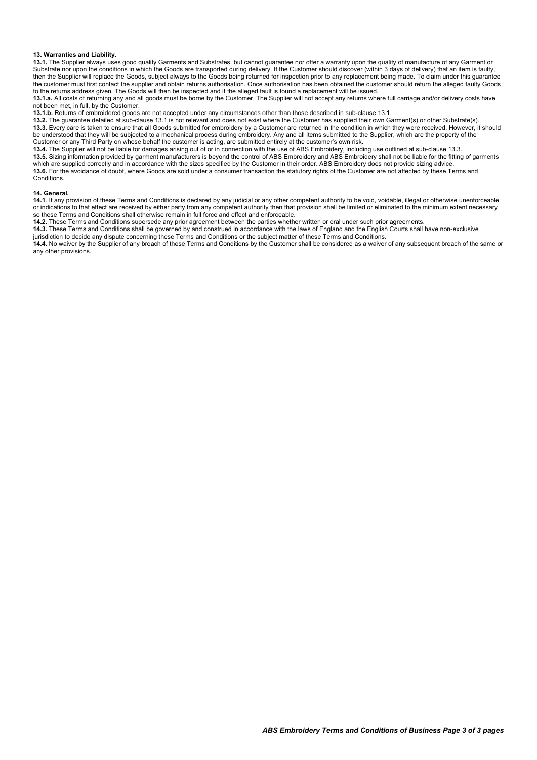**13. Warranties and Liability.**

**13.1.** The Supplier always uses good quality Garments and Substrates, but cannot guarantee nor offer a warranty upon the quality of manufacture of any Garment or Substrate nor upon the conditions in which the Goods are transported during delivery. If the Customer should discover (within 3 days of delivery) that an item is faulty, then the Supplier will replace the Goods, subject always to the Goods being returned for inspection prior to any replacement being made. To claim under this guarantee the customer must first contact the supplier and obtain returns authorisation. Once authorisation has been obtained the customer should return the alleged faulty Goods to the returns address given. The Goods will then be inspected and if the alleged fault is found a replacement will be issued.

**13.1.a.** All costs of returning any and all goods must be borne by the Customer. The Supplier will not accept any returns where full carriage and/or delivery costs have not been met, in full, by the Customer.

**13.1.b.** Returns of embroidered goods are not accepted under any circumstances other than those described in sub-clause 13.1.

**13.2.** The guarantee detailed at sub-clause 13.1 is not relevant and does not exist where the Customer has supplied their own Garment(s) or other Substrate(s).

**13.3.** Every care is taken to ensure that all Goods submitted for embroidery by a Customer are returned in the condition in which they were received. However, it should be understood that they will be subjected to a mechanical process during embroidery. Any and all items submitted to the Supplier, which are the property of the Customer or any Third Party on whose behalf the customer is acting, are submitted entirely at the customer's own risk.

**13.4.** The Supplier will not be liable for damages arising out of or in connection with the use of ABS Embroidery, including use outlined at sub-clause 13.3.

**13.5.** Sizing information provided by garment manufacturers is beyond the control of ABS Embroidery and ABS Embroidery shall not be liable for the fitting of garments which are supplied correctly and in accordance with the sizes specified by the Customer in their order. ABS Embroidery does not provide sizing advice.

**13.6.** For the avoidance of doubt, where Goods are sold under a consumer transaction the statutory rights of the Customer are not affected by these Terms and Conditions.

**14. General.**

**14.1**. If any provision of these Terms and Conditions is declared by any judicial or any other competent authority to be void, voidable, illegal or otherwise unenforceable or indications to that effect are received by either party from any competent authority then that provision shall be limited or eliminated to the minimum extent necessary so these Terms and Conditions shall otherwise remain in full force and effect and enforceable.

**14.2.** These Terms and Conditions supersede any prior agreement between the parties whether written or oral under such prior agreements.

**14.3.** These Terms and Conditions shall be governed by and construed in accordance with the laws of England and the English Courts shall have non-exclusive jurisdiction to decide any dispute concerning these Terms and Conditions or the subject matter of these Terms and Conditions.

**14.4.** No waiver by the Supplier of any breach of these Terms and Conditions by the Customer shall be considered as a waiver of any subsequent breach of the same or any other provisions.